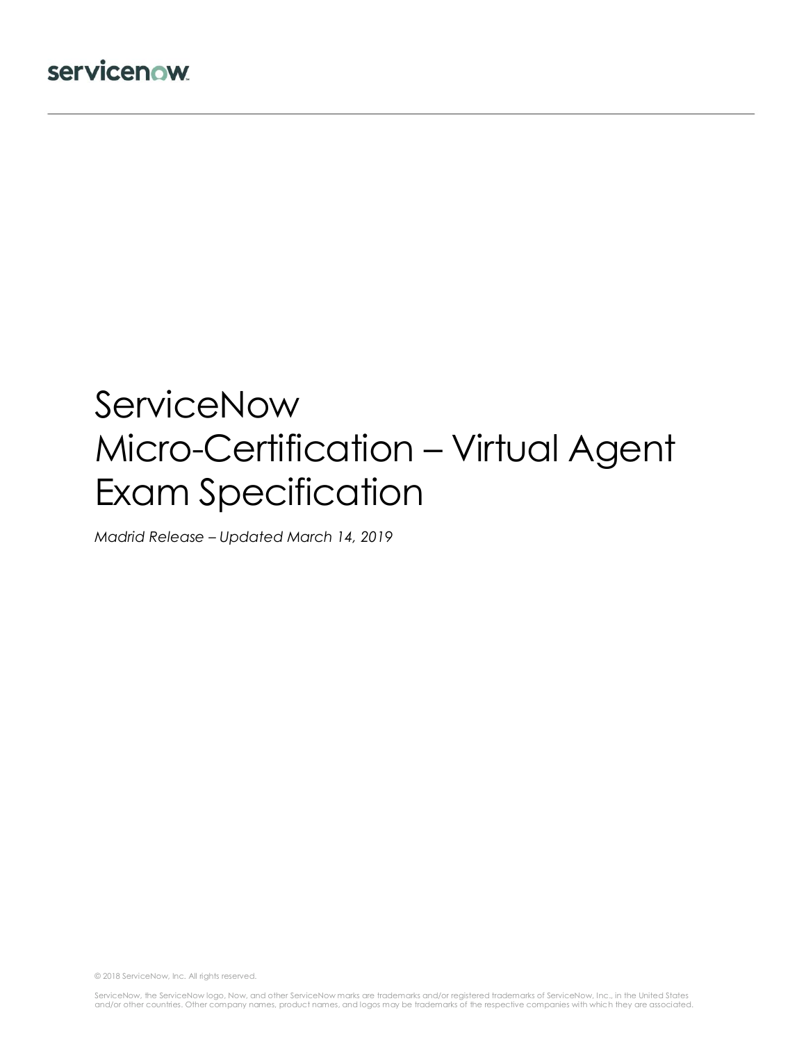servicenow

# ServiceNow Micro-Certification – Virtual Agent Exam Specification

*Madrid Release – Updated March 14, 2019*

© 2018 ServiceNow, Inc. All rights reserved.

ServiceNow, the ServiceNow logo, Now, and other ServiceNow marks are trademarks and/or registered trademarks of ServiceNow, Inc., in the United States and/or other countries. Other company names, product names, and logos may be trademarks of the respective companies with which they are associated.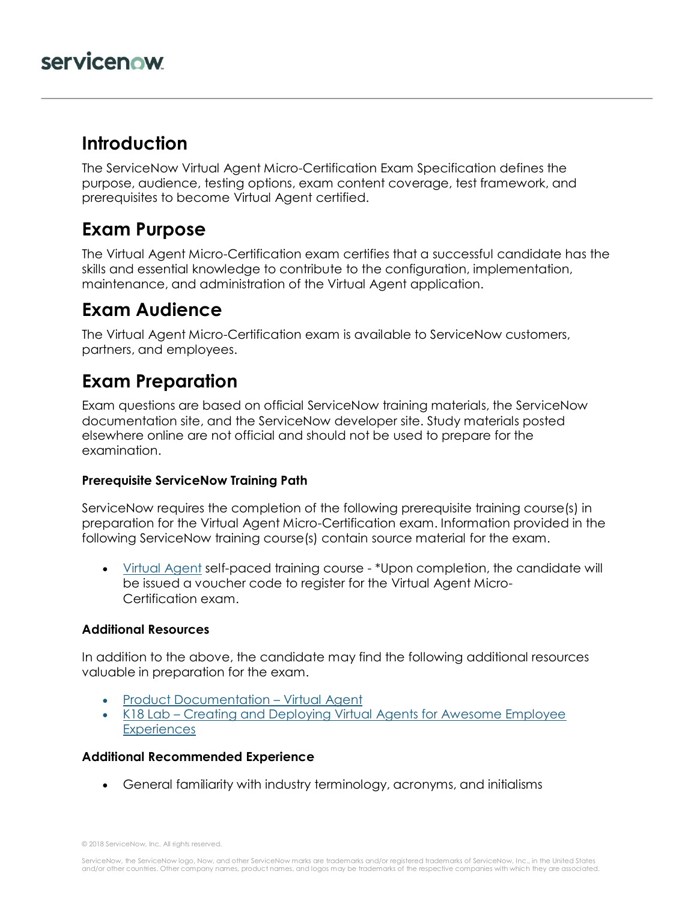## Introduction

The ServiceNow Virtual Agent Micro-Certification Exam Specification defines the purpose, audience, testing options, exam content coverage, test framework, and prerequisites to become Virtual Agent certified.

## Exam Purpose

The Virtual Agent Micro-Certification exam certifies that a successful candidate has the skills and essential knowledge to contribute to the configuration, implementation, maintenance, and administration of the Virtual Agent application.

## Exam Audience

The Virtual Agent Micro-Certification exam is available to ServiceNow customers, partners, and employees.

## Exam Preparation

Exam questions are based on official ServiceNow training materials, the ServiceNow documentation site, and the ServiceNow developer site. Study materials posted elsewhere online are not official and should not be used to prepare for the examination.

#### Prerequisite ServiceNow Training Path

ServiceNow requires the completion of the following prerequisite training course(s) in preparation for the Virtual Agent Micro-Certification exam. Information provided in the following ServiceNow training course(s) contain source material for the exam.

- Virtual Agent self-paced training course - *Upon completion, the candidate will be issued a voucher code to register for the Virtual Agent Micro-Certification exam.

#### Additional Resources

In addition to the above, the candidate may find the following additional resources valuable in preparation for the exam.

- Product Documentation – Virtual Agent
- K18 Lab – Creating and Deploying Virtual Agents for Awesome Employee Experiences

#### Additional Recommended Experience

- General familiarity with industry terminology, acronyms, and initialisms

© 2018 ServiceNow, Inc. All rights reserved.

ServiceNow, the ServiceNow logo, Now, and other ServiceNow marks are trademarks and/or registered trademarks of ServiceNow, Inc., in the United States and/or other countries. Other company names, product names, and logos may be trademarks of the respective companies with which they are associated.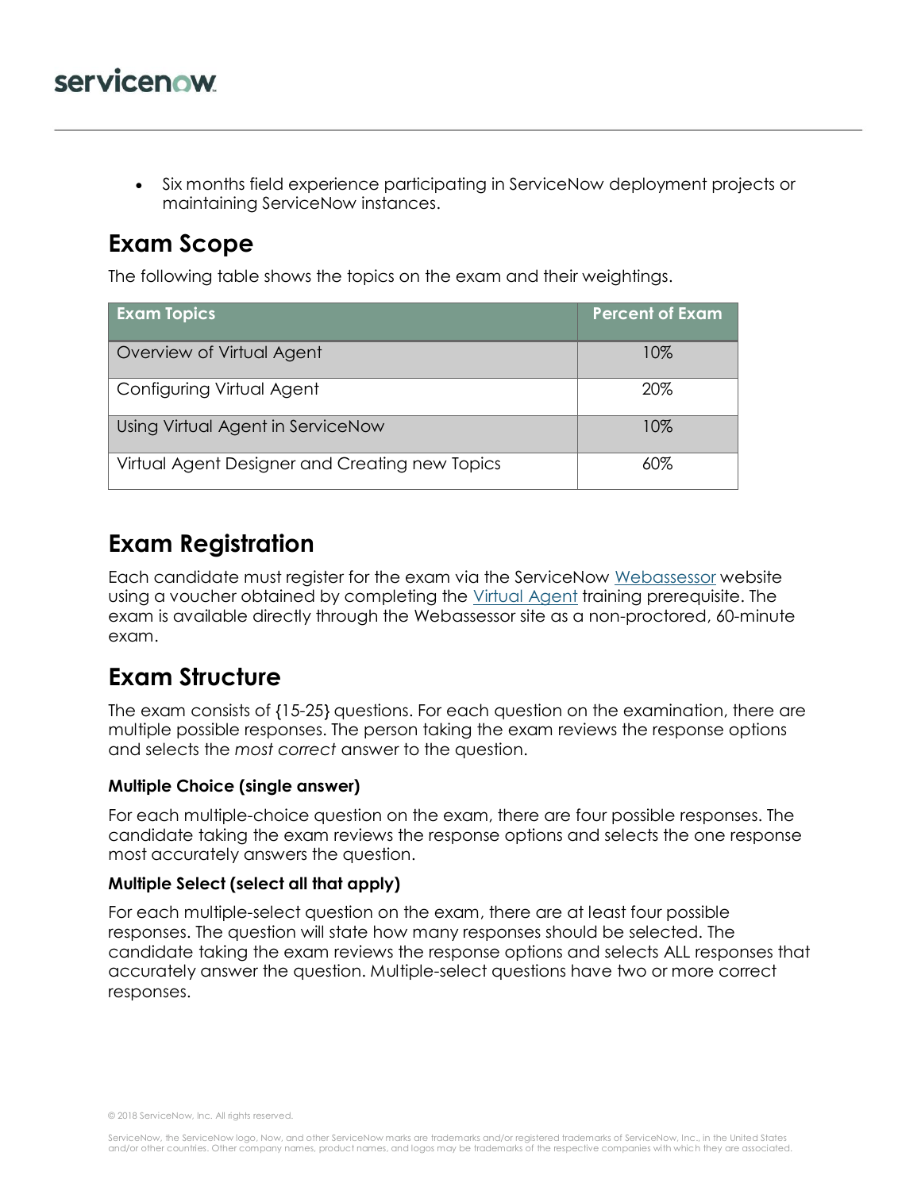- Six months field experience participating in ServiceNow deployment projects or maintaining ServiceNow instances.

## Exam Scope

The following table shows the topics on the exam and their weightings.

| Exam Topics | Percent of Exam |
| --- | --- |
| Overview of Virtual Agent | 10% |
| Configuring Virtual Agent | 20% |
| Using Virtual Agent in ServiceNow | 10% |
| Virtual Agent Designer and Creating new Topics | 60% |

## Exam Registration

Each candidate must register for the exam via the ServiceNow Webassessor website using a voucher obtained by completing the Virtual Agent training prerequisite. The exam is available directly through the Webassessor site as a non-proctored, 60-minute exam.

## Exam Structure

The exam consists of {15-25} questions. For each question on the examination, there are multiple possible responses. The person taking the exam reviews the response options and selects the *most correct* answer to the question.

### Multiple Choice (single answer)

For each multiple-choice question on the exam, there are four possible responses. The candidate taking the exam reviews the response options and selects the one response most accurately answers the question.

### Multiple Select (select all that apply)

For each multiple-select question on the exam, there are at least four possible responses. The question will state how many responses should be selected. The candidate taking the exam reviews the response options and selects ALL responses that accurately answer the question. Multiple-select questions have two or more correct responses.

© 2018 ServiceNow, Inc. All rights reserved.

ServiceNow, the ServiceNow logo, Now, and other ServiceNow marks are trademarks and/or registered trademarks of ServiceNow, Inc., in the United States and/or other countries. Other company names, product names, and logos may be trademarks of the respective companies with which they are associated.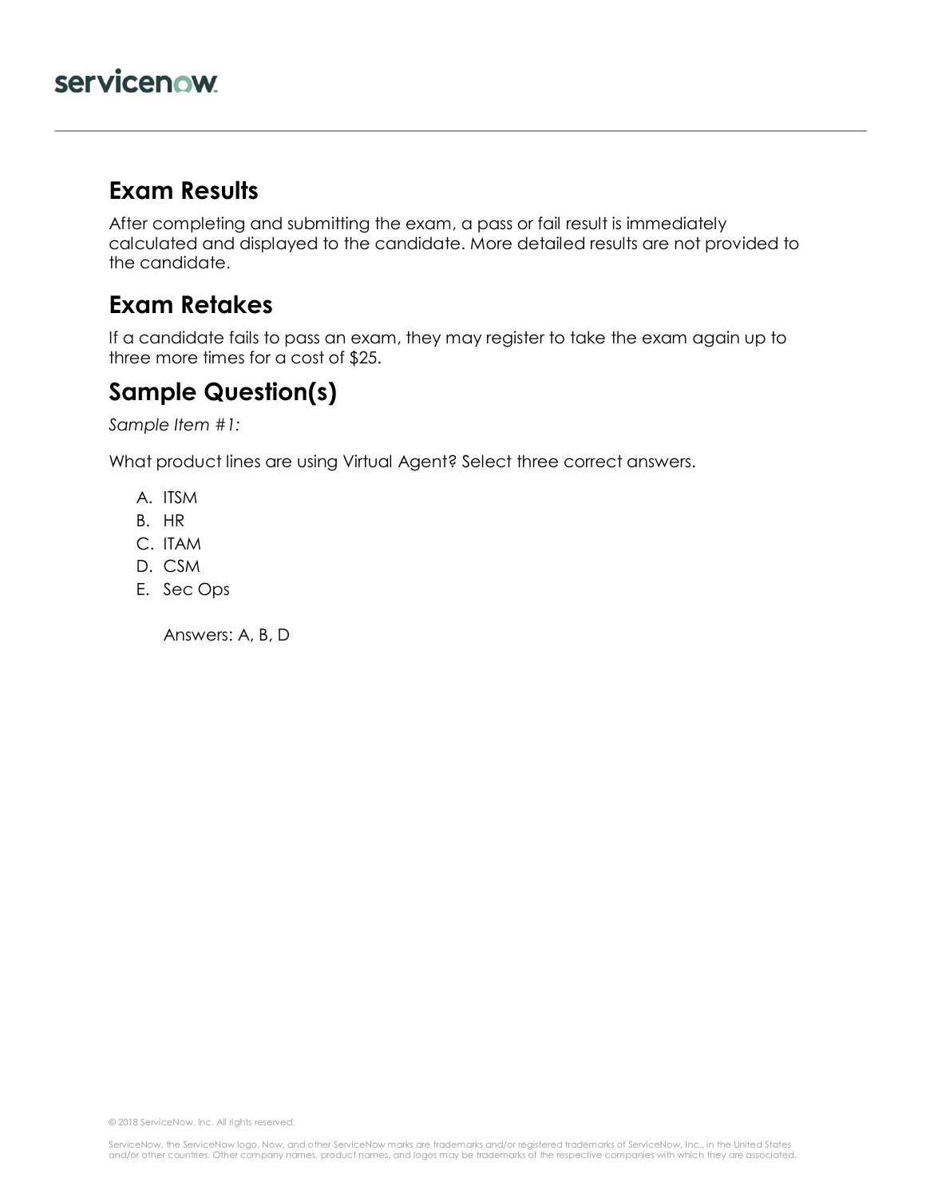## Exam Results

After completing and submitting the exam, a pass or fail result is immediately calculated and displayed to the candidate. More detailed results are not provided to the candidate.

## Exam Retakes

If a candidate fails to pass an exam, they may register to take the exam again up to three more times for a cost of $25.

## Sample Question(s)

*Sample Item #1:*

What product lines are using Virtual Agent? Select three correct answers.

A. ITSM
B. HR
C. ITAM
D. CSM
E. Sec Ops

Answers: A, B, D

© 2018 ServiceNow, Inc. All rights reserved.

ServiceNow, the ServiceNow logo, Now, and other ServiceNow marks are trademarks and/or registered trademarks of ServiceNow, Inc., in the United States and/or other countries. Other company names, product names, and logos may be trademarks of the respective companies with which they are associated.